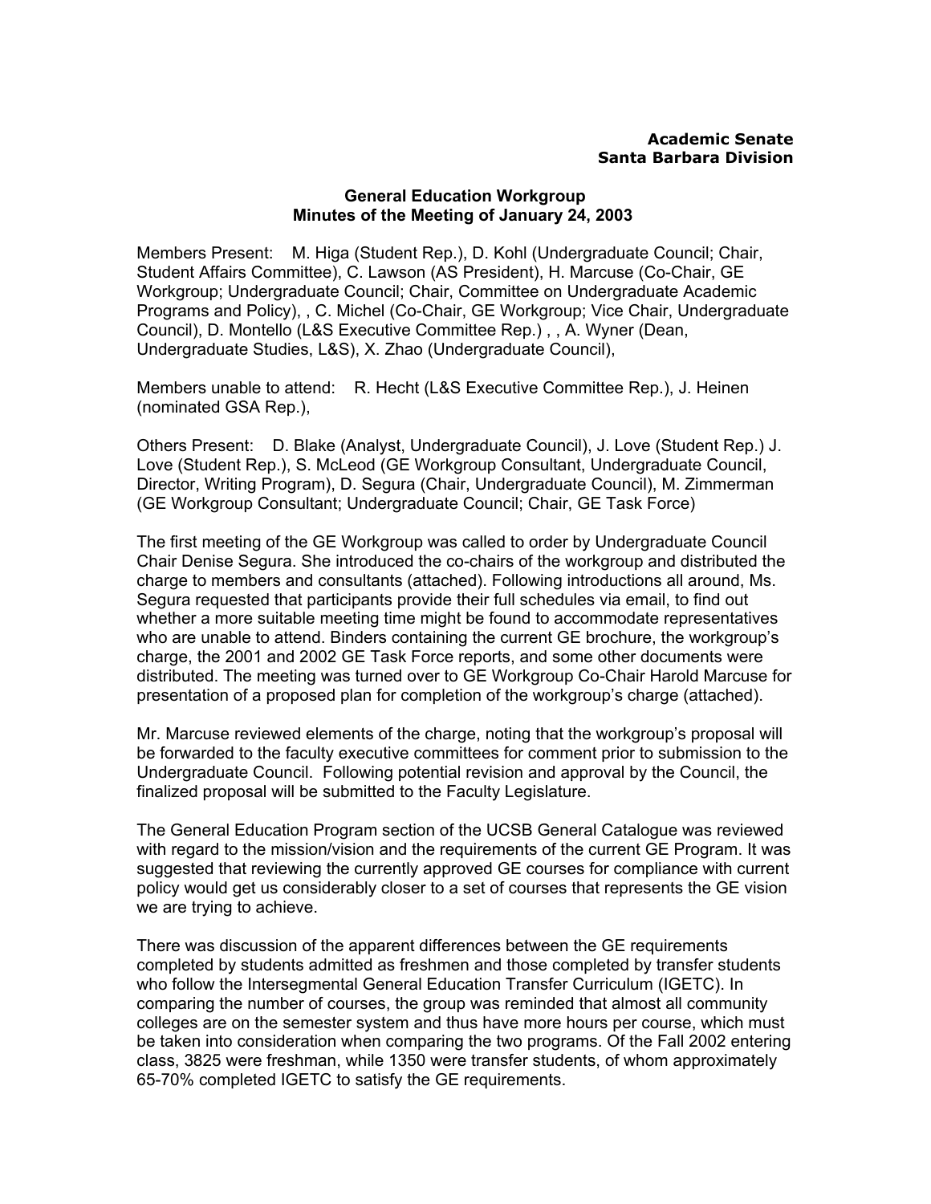**Academic Senate**
**Santa Barbara Division**

**General Education Workgroup**
**Minutes of the Meeting of January 24, 2003**

Members Present: M. Higa (Student Rep.), D. Kohl (Undergraduate Council; Chair, Student Affairs Committee), C. Lawson (AS President), H. Marcuse (Co-Chair, GE Workgroup; Undergraduate Council; Chair, Committee on Undergraduate Academic Programs and Policy), , C. Michel (Co-Chair, GE Workgroup; Vice Chair, Undergraduate Council), D. Montello (L&S Executive Committee Rep.) , , A. Wyner (Dean, Undergraduate Studies, L&S), X. Zhao (Undergraduate Council),

Members unable to attend: R. Hecht (L&S Executive Committee Rep.), J. Heinen (nominated GSA Rep.),

Others Present: D. Blake (Analyst, Undergraduate Council), J. Love (Student Rep.) J. Love (Student Rep.), S. McLeod (GE Workgroup Consultant, Undergraduate Council, Director, Writing Program), D. Segura (Chair, Undergraduate Council), M. Zimmerman (GE Workgroup Consultant; Undergraduate Council; Chair, GE Task Force)

The first meeting of the GE Workgroup was called to order by Undergraduate Council Chair Denise Segura. She introduced the co-chairs of the workgroup and distributed the charge to members and consultants (attached). Following introductions all around, Ms. Segura requested that participants provide their full schedules via email, to find out whether a more suitable meeting time might be found to accommodate representatives who are unable to attend. Binders containing the current GE brochure, the workgroup's charge, the 2001 and 2002 GE Task Force reports, and some other documents were distributed. The meeting was turned over to GE Workgroup Co-Chair Harold Marcuse for presentation of a proposed plan for completion of the workgroup's charge (attached).

Mr. Marcuse reviewed elements of the charge, noting that the workgroup's proposal will be forwarded to the faculty executive committees for comment prior to submission to the Undergraduate Council. Following potential revision and approval by the Council, the finalized proposal will be submitted to the Faculty Legislature.

The General Education Program section of the UCSB General Catalogue was reviewed with regard to the mission/vision and the requirements of the current GE Program. It was suggested that reviewing the currently approved GE courses for compliance with current policy would get us considerably closer to a set of courses that represents the GE vision we are trying to achieve.

There was discussion of the apparent differences between the GE requirements completed by students admitted as freshmen and those completed by transfer students who follow the Intersegmental General Education Transfer Curriculum (IGETC). In comparing the number of courses, the group was reminded that almost all community colleges are on the semester system and thus have more hours per course, which must be taken into consideration when comparing the two programs. Of the Fall 2002 entering class, 3825 were freshman, while 1350 were transfer students, of whom approximately 65-70% completed IGETC to satisfy the GE requirements.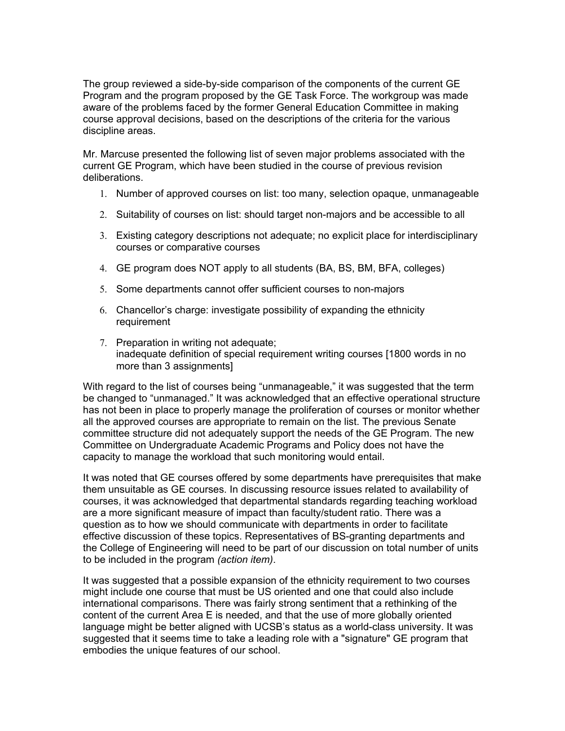The group reviewed a side-by-side comparison of the components of the current GE Program and the program proposed by the GE Task Force. The workgroup was made aware of the problems faced by the former General Education Committee in making course approval decisions, based on the descriptions of the criteria for the various discipline areas.

Mr. Marcuse presented the following list of seven major problems associated with the current GE Program, which have been studied in the course of previous revision deliberations.

1. Number of approved courses on list: too many, selection opaque, unmanageable
2. Suitability of courses on list: should target non-majors and be accessible to all
3. Existing category descriptions not adequate; no explicit place for interdisciplinary courses or comparative courses
4. GE program does NOT apply to all students (BA, BS, BM, BFA, colleges)
5. Some departments cannot offer sufficient courses to non-majors
6. Chancellor's charge: investigate possibility of expanding the ethnicity requirement
7. Preparation in writing not adequate;  
   inadequate definition of special requirement writing courses [1800 words in no more than 3 assignments]

With regard to the list of courses being "unmanageable," it was suggested that the term be changed to "unmanaged." It was acknowledged that an effective operational structure has not been in place to properly manage the proliferation of courses or monitor whether all the approved courses are appropriate to remain on the list. The previous Senate committee structure did not adequately support the needs of the GE Program. The new Committee on Undergraduate Academic Programs and Policy does not have the capacity to manage the workload that such monitoring would entail.

It was noted that GE courses offered by some departments have prerequisites that make them unsuitable as GE courses. In discussing resource issues related to availability of courses, it was acknowledged that departmental standards regarding teaching workload are a more significant measure of impact than faculty/student ratio. There was a question as to how we should communicate with departments in order to facilitate effective discussion of these topics. Representatives of BS-granting departments and the College of Engineering will need to be part of our discussion on total number of units to be included in the program *(action item)*.

It was suggested that a possible expansion of the ethnicity requirement to two courses might include one course that must be US oriented and one that could also include international comparisons. There was fairly strong sentiment that a rethinking of the content of the current Area E is needed, and that the use of more globally oriented language might be better aligned with UCSB's status as a world-class university. It was suggested that it seems time to take a leading role with a "signature" GE program that embodies the unique features of our school.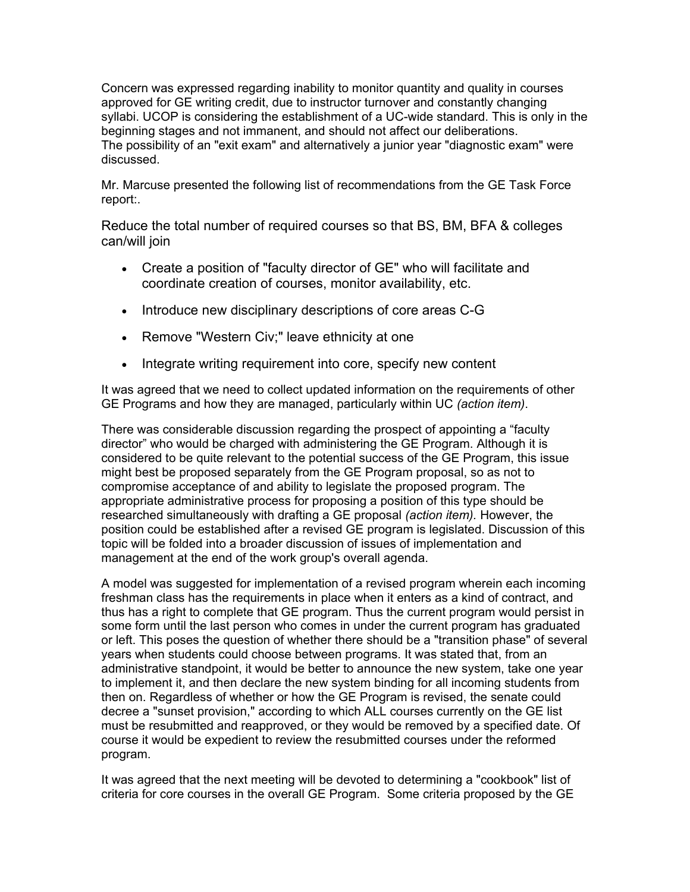Concern was expressed regarding inability to monitor quantity and quality in courses approved for GE writing credit, due to instructor turnover and constantly changing syllabi. UCOP is considering the establishment of a UC-wide standard. This is only in the beginning stages and not immanent, and should not affect our deliberations.
The possibility of an "exit exam" and alternatively a junior year "diagnostic exam" were discussed.

Mr. Marcuse presented the following list of recommendations from the GE Task Force report:.

Reduce the total number of required courses so that BS, BM, BFA & colleges can/will join

- Create a position of "faculty director of GE" who will facilitate and coordinate creation of courses, monitor availability, etc.
- Introduce new disciplinary descriptions of core areas C-G
- Remove "Western Civ;" leave ethnicity at one
- Integrate writing requirement into core, specify new content

It was agreed that we need to collect updated information on the requirements of other GE Programs and how they are managed, particularly within UC *(action item)*.

There was considerable discussion regarding the prospect of appointing a "faculty director" who would be charged with administering the GE Program. Although it is considered to be quite relevant to the potential success of the GE Program, this issue might best be proposed separately from the GE Program proposal, so as not to compromise acceptance of and ability to legislate the proposed program. The appropriate administrative process for proposing a position of this type should be researched simultaneously with drafting a GE proposal *(action item).* However, the position could be established after a revised GE program is legislated. Discussion of this topic will be folded into a broader discussion of issues of implementation and management at the end of the work group's overall agenda.

A model was suggested for implementation of a revised program wherein each incoming freshman class has the requirements in place when it enters as a kind of contract, and thus has a right to complete that GE program. Thus the current program would persist in some form until the last person who comes in under the current program has graduated or left. This poses the question of whether there should be a "transition phase" of several years when students could choose between programs. It was stated that, from an administrative standpoint, it would be better to announce the new system, take one year to implement it, and then declare the new system binding for all incoming students from then on. Regardless of whether or how the GE Program is revised, the senate could decree a "sunset provision," according to which ALL courses currently on the GE list must be resubmitted and reapproved, or they would be removed by a specified date. Of course it would be expedient to review the resubmitted courses under the reformed program.

It was agreed that the next meeting will be devoted to determining a "cookbook" list of criteria for core courses in the overall GE Program. Some criteria proposed by the GE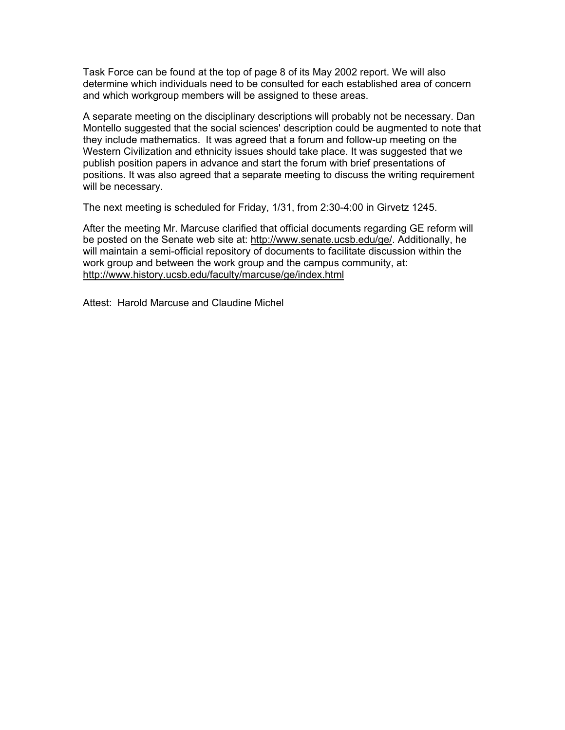Task Force can be found at the top of page 8 of its May 2002 report. We will also determine which individuals need to be consulted for each established area of concern and which workgroup members will be assigned to these areas.

A separate meeting on the disciplinary descriptions will probably not be necessary. Dan Montello suggested that the social sciences' description could be augmented to note that they include mathematics. It was agreed that a forum and follow-up meeting on the Western Civilization and ethnicity issues should take place. It was suggested that we publish position papers in advance and start the forum with brief presentations of positions. It was also agreed that a separate meeting to discuss the writing requirement will be necessary.

The next meeting is scheduled for Friday, 1/31, from 2:30-4:00 in Girvetz 1245.

After the meeting Mr. Marcuse clarified that official documents regarding GE reform will be posted on the Senate web site at: http://www.senate.ucsb.edu/ge/. Additionally, he will maintain a semi-official repository of documents to facilitate discussion within the work group and between the work group and the campus community, at: http://www.history.ucsb.edu/faculty/marcuse/ge/index.html

Attest: Harold Marcuse and Claudine Michel